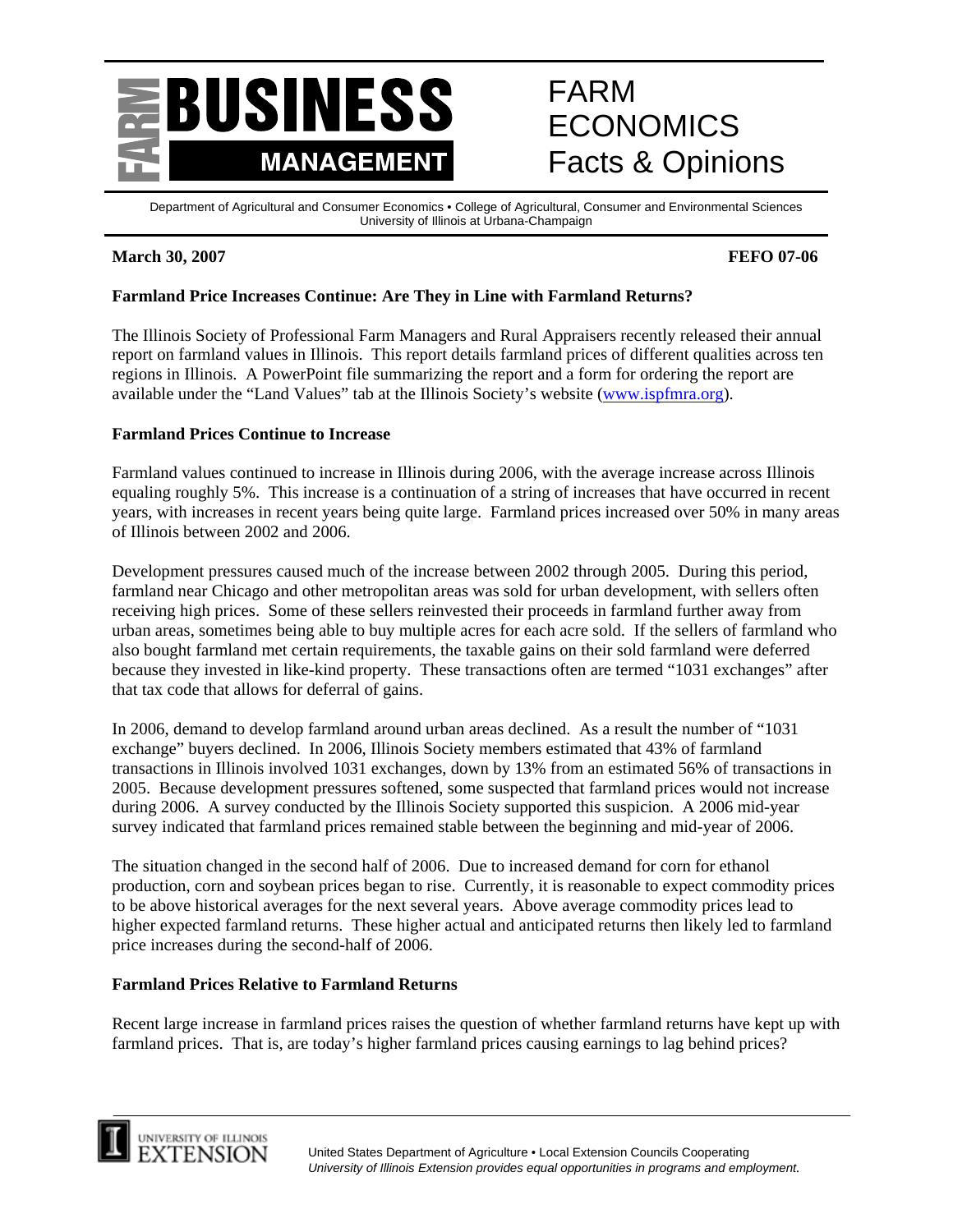# FARM BUSINESS MANAGEMENT

# FARM ECONOMICS Facts & Opinions

Department of Agricultural and Consumer Economics • College of Agricultural, Consumer and Environmental Sciences
University of Illinois at Urbana-Champaign

**March 30, 2007** **FEFO 07-06**

## Farmland Price Increases Continue: Are They in Line with Farmland Returns?

The Illinois Society of Professional Farm Managers and Rural Appraisers recently released their annual report on farmland values in Illinois. This report details farmland prices of different qualities across ten regions in Illinois. A PowerPoint file summarizing the report and a form for ordering the report are available under the "Land Values" tab at the Illinois Society's website (www.ispfmra.org).

### Farmland Prices Continue to Increase

Farmland values continued to increase in Illinois during 2006, with the average increase across Illinois equaling roughly 5%. This increase is a continuation of a string of increases that have occurred in recent years, with increases in recent years being quite large. Farmland prices increased over 50% in many areas of Illinois between 2002 and 2006.

Development pressures caused much of the increase between 2002 through 2005. During this period, farmland near Chicago and other metropolitan areas was sold for urban development, with sellers often receiving high prices. Some of these sellers reinvested their proceeds in farmland further away from urban areas, sometimes being able to buy multiple acres for each acre sold. If the sellers of farmland who also bought farmland met certain requirements, the taxable gains on their sold farmland were deferred because they invested in like-kind property. These transactions often are termed "1031 exchanges" after that tax code that allows for deferral of gains.

In 2006, demand to develop farmland around urban areas declined. As a result the number of "1031 exchange" buyers declined. In 2006, Illinois Society members estimated that 43% of farmland transactions in Illinois involved 1031 exchanges, down by 13% from an estimated 56% of transactions in 2005. Because development pressures softened, some suspected that farmland prices would not increase during 2006. A survey conducted by the Illinois Society supported this suspicion. A 2006 mid-year survey indicated that farmland prices remained stable between the beginning and mid-year of 2006.

The situation changed in the second half of 2006. Due to increased demand for corn for ethanol production, corn and soybean prices began to rise. Currently, it is reasonable to expect commodity prices to be above historical averages for the next several years. Above average commodity prices lead to higher expected farmland returns. These higher actual and anticipated returns then likely led to farmland price increases during the second-half of 2006.

### Farmland Prices Relative to Farmland Returns

Recent large increase in farmland prices raises the question of whether farmland returns have kept up with farmland prices. That is, are today's higher farmland prices causing earnings to lag behind prices?

University of Illinois Extension

United States Department of Agriculture • Local Extension Councils Cooperating
*University of Illinois Extension provides equal opportunities in programs and employment.*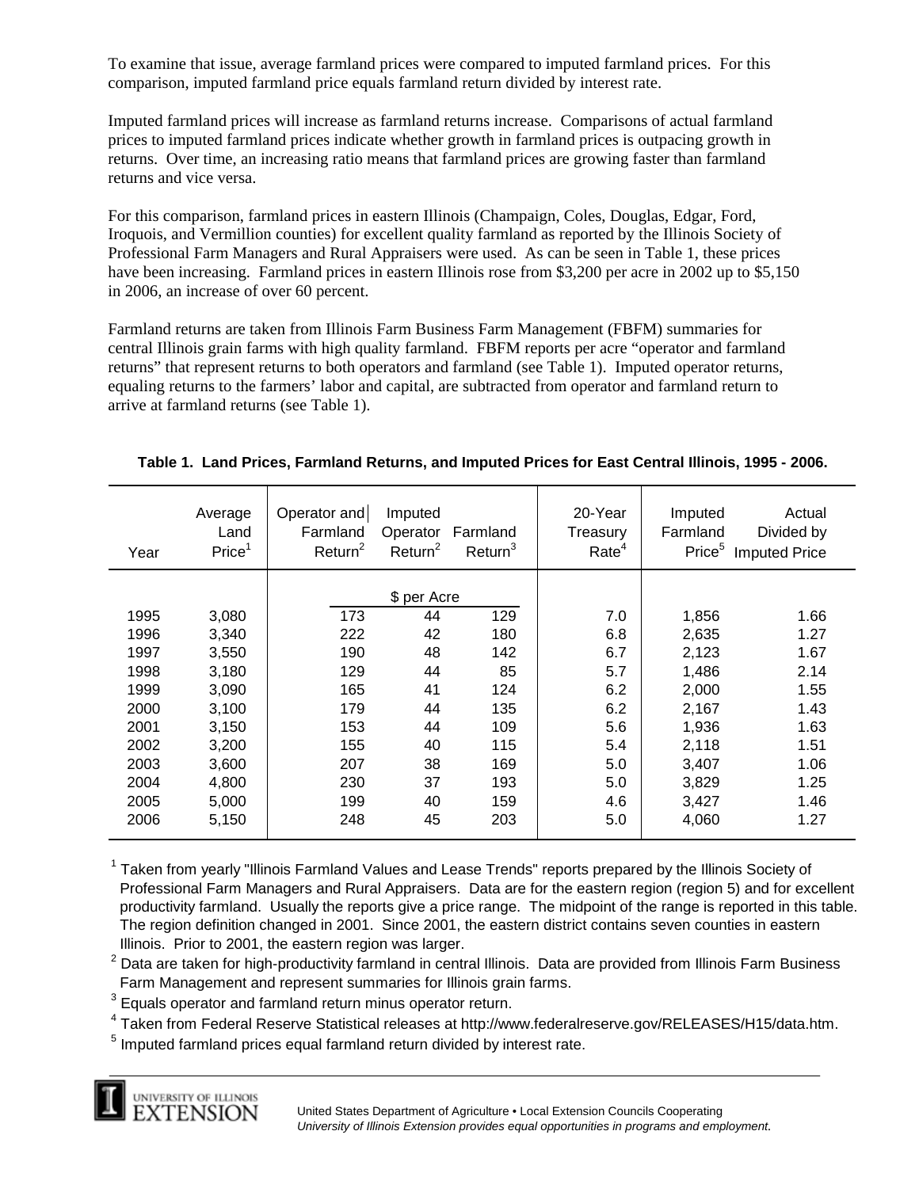To examine that issue, average farmland prices were compared to imputed farmland prices. For this comparison, imputed farmland price equals farmland return divided by interest rate.

Imputed farmland prices will increase as farmland returns increase. Comparisons of actual farmland prices to imputed farmland prices indicate whether growth in farmland prices is outpacing growth in returns. Over time, an increasing ratio means that farmland prices are growing faster than farmland returns and vice versa.

For this comparison, farmland prices in eastern Illinois (Champaign, Coles, Douglas, Edgar, Ford, Iroquois, and Vermillion counties) for excellent quality farmland as reported by the Illinois Society of Professional Farm Managers and Rural Appraisers were used. As can be seen in Table 1, these prices have been increasing. Farmland prices in eastern Illinois rose from $3,200 per acre in 2002 up to $5,150 in 2006, an increase of over 60 percent.

Farmland returns are taken from Illinois Farm Business Farm Management (FBFM) summaries for central Illinois grain farms with high quality farmland. FBFM reports per acre "operator and farmland returns" that represent returns to both operators and farmland (see Table 1). Imputed operator returns, equaling returns to the farmers' labor and capital, are subtracted from operator and farmland return to arrive at farmland returns (see Table 1).

**Table 1. Land Prices, Farmland Returns, and Imputed Prices for East Central Illinois, 1995 - 2006.**

| Year | Average Land Price[1] | Operator and Farmland Return[2] | Imputed Operator Return[2] | Farmland Return[3] | 20-Year Treasury Rate[4] | Imputed Farmland Price[5] | Actual Divided by Imputed Price |
|---|---|---|---|---|---|---|---|
| | | | $ per Acre | | | | |
| 1995 | 3,080 | 173 | 44 | 129 | 7.0 | 1,856 | 1.66 |
| 1996 | 3,340 | 222 | 42 | 180 | 6.8 | 2,635 | 1.27 |
| 1997 | 3,550 | 190 | 48 | 142 | 6.7 | 2,123 | 1.67 |
| 1998 | 3,180 | 129 | 44 | 85 | 5.7 | 1,486 | 2.14 |
| 1999 | 3,090 | 165 | 41 | 124 | 6.2 | 2,000 | 1.55 |
| 2000 | 3,100 | 179 | 44 | 135 | 6.2 | 2,167 | 1.43 |
| 2001 | 3,150 | 153 | 44 | 109 | 5.6 | 1,936 | 1.63 |
| 2002 | 3,200 | 155 | 40 | 115 | 5.4 | 2,118 | 1.51 |
| 2003 | 3,600 | 207 | 38 | 169 | 5.0 | 3,407 | 1.06 |
| 2004 | 4,800 | 230 | 37 | 193 | 5.0 | 3,829 | 1.25 |
| 2005 | 5,000 | 199 | 40 | 159 | 4.6 | 3,427 | 1.46 |
| 2006 | 5,150 | 248 | 45 | 203 | 5.0 | 4,060 | 1.27 |

[1] Taken from yearly "Illinois Farmland Values and Lease Trends" reports prepared by the Illinois Society of Professional Farm Managers and Rural Appraisers. Data are for the eastern region (region 5) and for excellent productivity farmland. Usually the reports give a price range. The midpoint of the range is reported in this table. The region definition changed in 2001. Since 2001, the eastern district contains seven counties in eastern Illinois. Prior to 2001, the eastern region was larger.

[2] Data are taken for high-productivity farmland in central Illinois. Data are provided from Illinois Farm Business Farm Management and represent summaries for Illinois grain farms.

[3] Equals operator and farmland return minus operator return.

[4] Taken from Federal Reserve Statistical releases at http://www.federalreserve.gov/RELEASES/H15/data.htm.

[5] Imputed farmland prices equal farmland return divided by interest rate.

United States Department of Agriculture • Local Extension Councils Cooperating
*University of Illinois Extension provides equal opportunities in programs and employment.*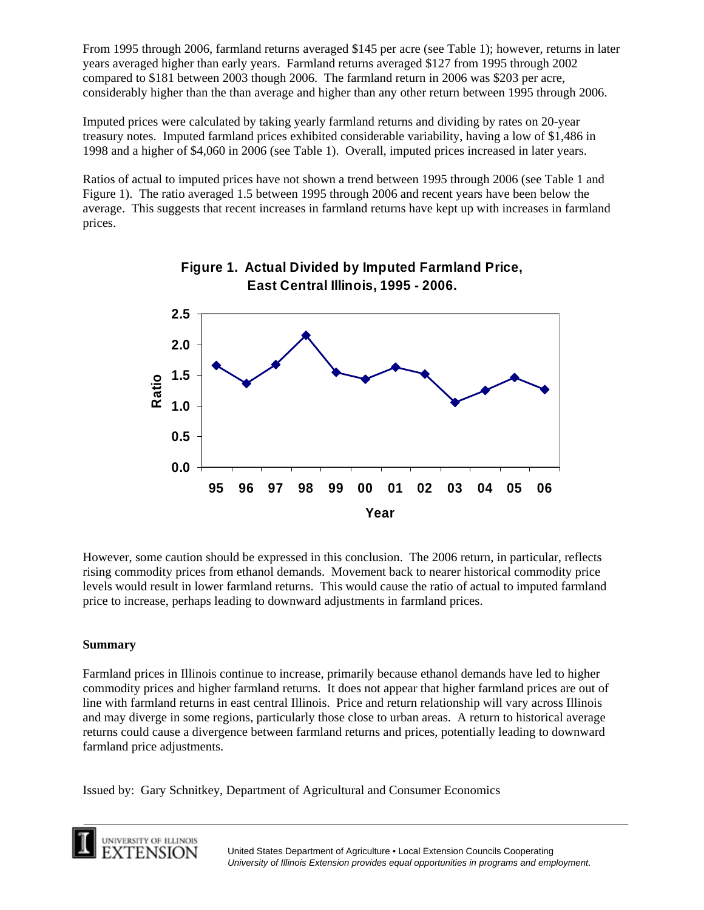From 1995 through 2006, farmland returns averaged $145 per acre (see Table 1); however, returns in later years averaged higher than early years. Farmland returns averaged $127 from 1995 through 2002 compared to $181 between 2003 though 2006. The farmland return in 2006 was $203 per acre, considerably higher than the than average and higher than any other return between 1995 through 2006.

Imputed prices were calculated by taking yearly farmland returns and dividing by rates on 20-year treasury notes. Imputed farmland prices exhibited considerable variability, having a low of $1,486 in 1998 and a higher of $4,060 in 2006 (see Table 1). Overall, imputed prices increased in later years.

Ratios of actual to imputed prices have not shown a trend between 1995 through 2006 (see Table 1 and Figure 1). The ratio averaged 1.5 between 1995 through 2006 and recent years have been below the average. This suggests that recent increases in farmland returns have kept up with increases in farmland prices.

**Figure 1. Actual Divided by Imputed Farmland Price, East Central Illinois, 1995 - 2006.**

Ratio

2.5
2.0
1.5
1.0
0.5
0.0

95 96 97 98 99 00 01 02 03 04 05 06

Year

However, some caution should be expressed in this conclusion. The 2006 return, in particular, reflects rising commodity prices from ethanol demands. Movement back to nearer historical commodity price levels would result in lower farmland returns. This would cause the ratio of actual to imputed farmland price to increase, perhaps leading to downward adjustments in farmland prices.

**Summary**

Farmland prices in Illinois continue to increase, primarily because ethanol demands have led to higher commodity prices and higher farmland returns. It does not appear that higher farmland prices are out of line with farmland returns in east central Illinois. Price and return relationship will vary across Illinois and may diverge in some regions, particularly those close to urban areas. A return to historical average returns could cause a divergence between farmland returns and prices, potentially leading to downward farmland price adjustments.

Issued by: Gary Schnitkey, Department of Agricultural and Consumer Economics

UNIVERSITY OF ILLINOIS EXTENSION

United States Department of Agriculture • Local Extension Councils Cooperating
*University of Illinois Extension provides equal opportunities in programs and employment.*